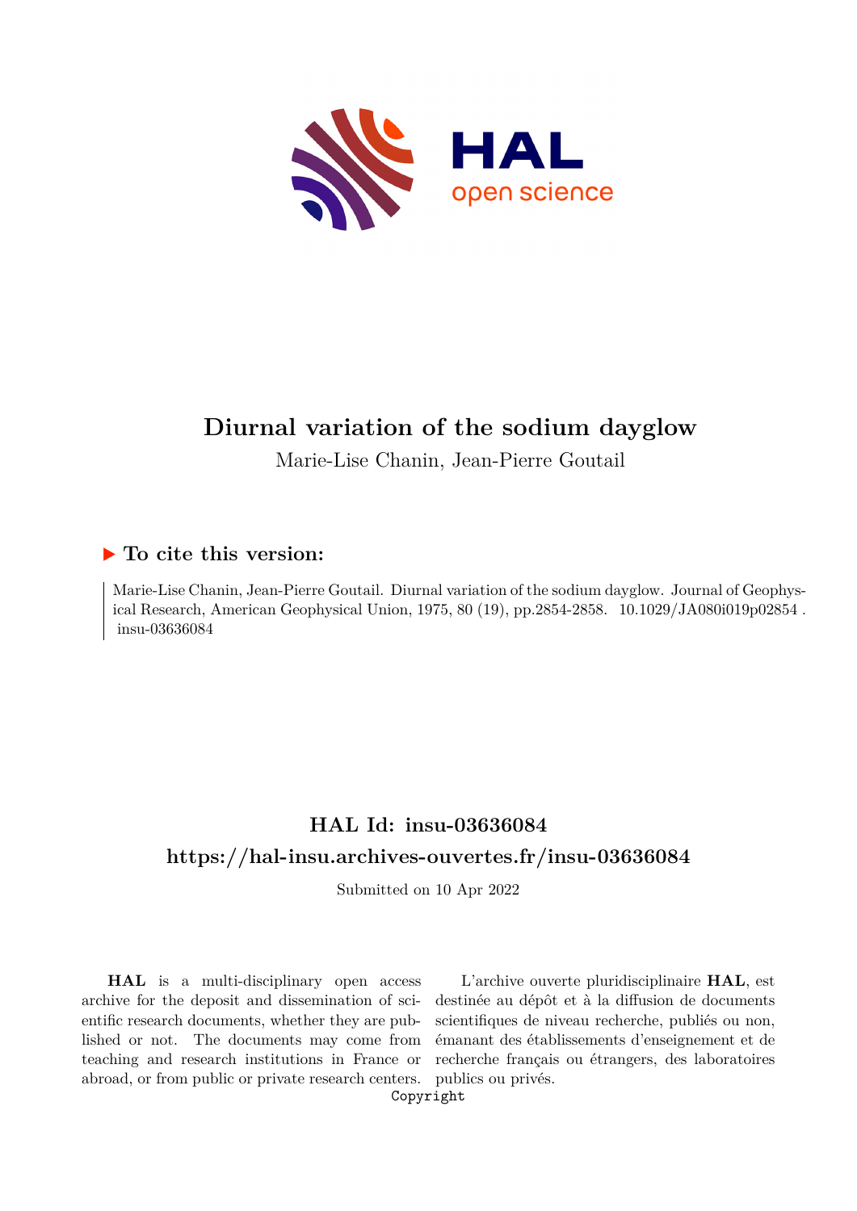# Diurnal variation of the sodium dayglow

Marie-Lise Chanin, Jean-Pierre Goutail

## ▶ To cite this version:

Marie-Lise Chanin, Jean-Pierre Goutail. Diurnal variation of the sodium dayglow. Journal of Geophysical Research, American Geophysical Union, 1975, 80 (19), pp.2854-2858. 10.1029/JA080i019p02854 . insu-03636084

## HAL Id: insu-03636084

## https://hal-insu.archives-ouvertes.fr/insu-03636084

Submitted on 10 Apr 2022

**HAL** is a multi-disciplinary open access archive for the deposit and dissemination of scientific research documents, whether they are published or not. The documents may come from teaching and research institutions in France or abroad, or from public or private research centers.

L'archive ouverte pluridisciplinaire **HAL**, est destinée au dépôt et à la diffusion de documents scientifiques de niveau recherche, publiés ou non, émanant des établissements d'enseignement et de recherche français ou étrangers, des laboratoires publics ou privés.

Copyright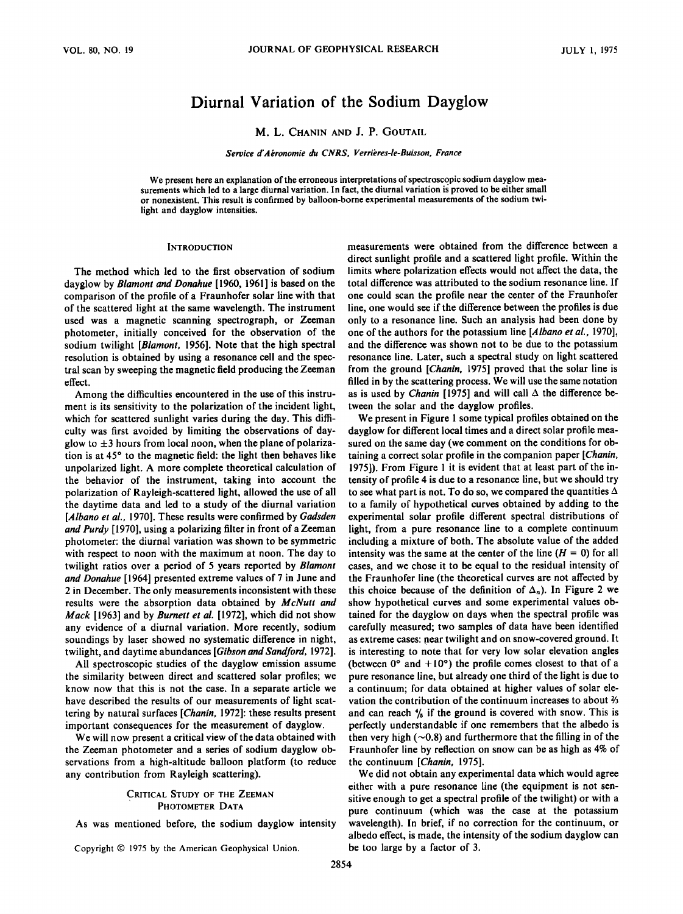# Diurnal Variation of the Sodium Dayglow

M. L. CHANIN AND J. P. GOUTAIL

*Service d'Aéronomie du CNRS, Verrières-le-Buisson, France*

We present here an explanation of the erroneous interpretations of spectroscopic sodium dayglow measurements which led to a large diurnal variation. In fact, the diurnal variation is proved to be either small or nonexistent. This result is confirmed by balloon-borne experimental measurements of the sodium twilight and dayglow intensities.

## INTRODUCTION

The method which led to the first observation of sodium dayglow by *Blamont and Donahue* [1960, 1961] is based on the comparison of the profile of a Fraunhofer solar line with that of the scattered light at the same wavelength. The instrument used was a magnetic scanning spectrograph, or Zeeman photometer, initially conceived for the observation of the sodium twilight [*Blamont*, 1956]. Note that the high spectral resolution is obtained by using a resonance cell and the spectral scan by sweeping the magnetic field producing the Zeeman effect.

Among the difficulties encountered in the use of this instrument is its sensitivity to the polarization of the incident light, which for scattered sunlight varies during the day. This difficulty was first avoided by limiting the observations of dayglow to ±3 hours from local noon, when the plane of polarization is at 45° to the magnetic field: the light then behaves like unpolarized light. A more complete theoretical calculation of the behavior of the instrument, taking into account the polarization of Rayleigh-scattered light, allowed the use of all the daytime data and led to a study of the diurnal variation [*Albano et al.*, 1970]. These results were confirmed by *Gadsden and Purdy* [1970], using a polarizing filter in front of a Zeeman photometer: the diurnal variation was shown to be symmetric with respect to noon with the maximum at noon. The day to twilight ratios over a period of 5 years reported by *Blamont and Donahue* [1964] presented extreme values of 7 in June and 2 in December. The only measurements inconsistent with these results were the absorption data obtained by *McNutt and Mack* [1963] and by *Burnett et al.* [1972], which did not show any evidence of a diurnal variation. More recently, sodium soundings by laser showed no systematic difference in night, twilight, and daytime abundances [*Gibson and Sandford*, 1972].

All spectroscopic studies of the dayglow emission assume the similarity between direct and scattered solar profiles; we know now that this is not the case. In a separate article we have described the results of our measurements of light scattering by natural surfaces [*Chanin*, 1972]: these results present important consequences for the measurement of dayglow.

We will now present a critical view of the data obtained with the Zeeman photometer and a series of sodium dayglow observations from a high-altitude balloon platform (to reduce any contribution from Rayleigh scattering).

## CRITICAL STUDY OF THE ZEEMAN PHOTOMETER DATA

As was mentioned before, the sodium dayglow intensity measurements were obtained from the difference between a direct sunlight profile and a scattered light profile. Within the limits where polarization effects would not affect the data, the total difference was attributed to the sodium resonance line. If one could scan the profile near the center of the Fraunhofer line, one would see if the difference between the profiles is due only to a resonance line. Such an analysis had been done by one of the authors for the potassium line [*Albano et al.*, 1970], and the difference was shown not to be due to the potassium resonance line. Later, such a spectral study on light scattered from the ground [*Chanin*, 1975] proved that the solar line is filled in by the scattering process. We will use the same notation as is used by *Chanin* [1975] and will call Δ the difference between the solar and the dayglow profiles.

We present in Figure 1 some typical profiles obtained on the dayglow for different local times and a direct solar profile measured on the same day (we comment on the conditions for obtaining a correct solar profile in the companion paper [*Chanin*, 1975]). From Figure 1 it is evident that at least part of the intensity of profile 4 is due to a resonance line, but we should try to see what part is not. To do so, we compared the quantities Δ to a family of hypothetical curves obtained by adding to the experimental solar profile different spectral distributions of light, from a pure resonance line to a complete continuum including a mixture of both. The absolute value of the added intensity was the same at the center of the line ($H = 0$) for all cases, and we chose it to be equal to the residual intensity of the Fraunhofer line (the theoretical curves are not affected by this choice because of the definition of $\Delta_n$). In Figure 2 we show hypothetical curves and some experimental values obtained for the dayglow on days when the spectral profile was carefully measured; two samples of data have been identified as extreme cases: near twilight and on snow-covered ground. It is interesting to note that for very low solar elevation angles (between 0° and +10°) the profile comes closest to that of a pure resonance line, but already one third of the light is due to a continuum; for data obtained at higher values of solar elevation the contribution of the continuum increases to about ⅔ and can reach ⅘ if the ground is covered with snow. This is perfectly understandable if one remembers that the albedo is then very high (~0.8) and furthermore that the filling in of the Fraunhofer line by reflection on snow can be as high as 4% of the continuum [*Chanin*, 1975].

We did not obtain any experimental data which would agree either with a pure resonance line (the equipment is not sensitive enough to get a spectral profile of the twilight) or with a pure continuum (which was the case at the potassium wavelength). In brief, if no correction for the continuum, or albedo effect, is made, the intensity of the sodium dayglow can be too large by a factor of 3.

Copyright © 1975 by the American Geophysical Union.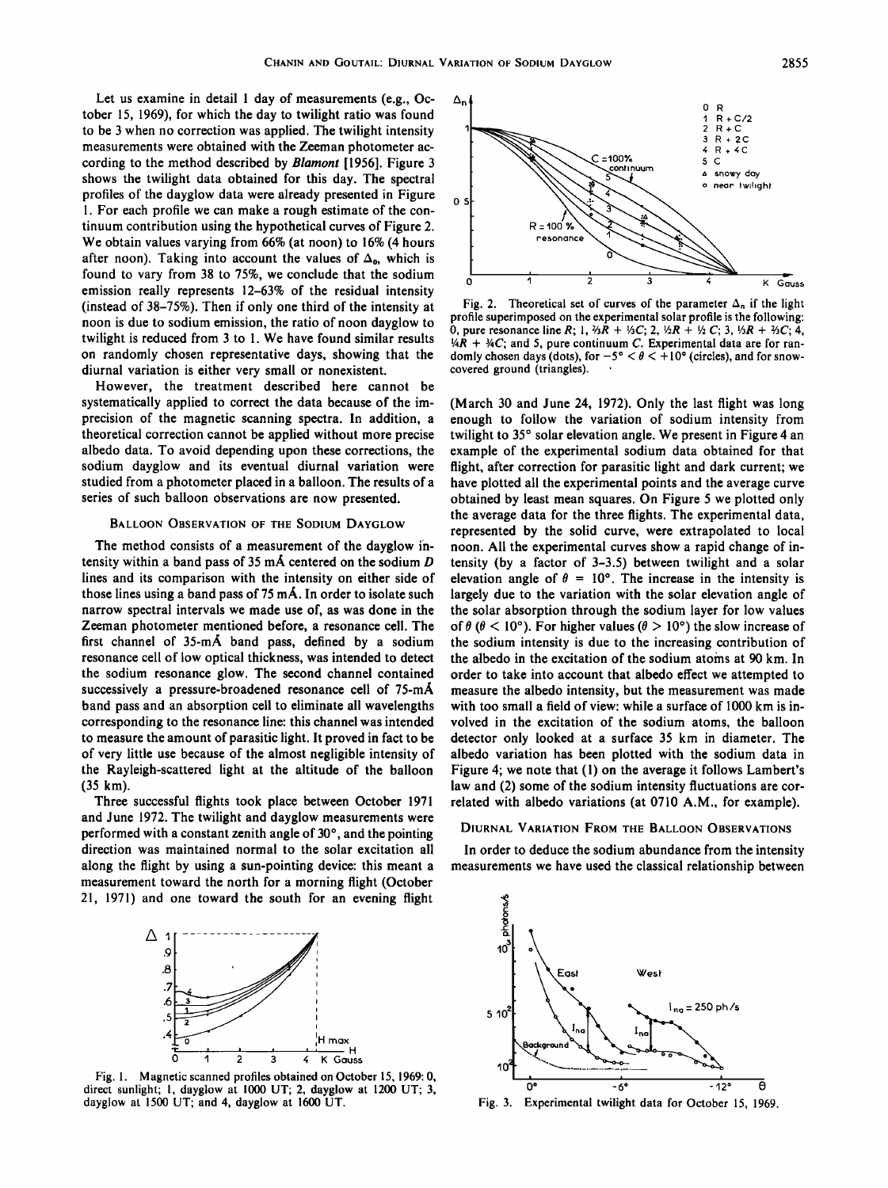Let us examine in detail 1 day of measurements (e.g., October 15, 1969), for which the day to twilight ratio was found to be 3 when no correction was applied. The twilight intensity measurements were obtained with the Zeeman photometer according to the method described by *Blamont* [1956]. Figure 3 shows the twilight data obtained for this day. The spectral profiles of the dayglow data were already presented in Figure 1. For each profile we can make a rough estimate of the continuum contribution using the hypothetical curves of Figure 2. We obtain values varying from 66% (at noon) to 16% (4 hours after noon). Taking into account the values of $\Delta_0$, which is found to vary from 38 to 75%, we conclude that the sodium emission really represents 12–63% of the residual intensity (instead of 38–75%). Then if only one third of the intensity at noon is due to sodium emission, the ratio of noon dayglow to twilight is reduced from 3 to 1. We have found similar results on randomly chosen representative days, showing that the diurnal variation is either very small or nonexistent.

However, the treatment described here cannot be systematically applied to correct the data because of the imprecision of the magnetic scanning spectra. In addition, a theoretical correction cannot be applied without more precise albedo data. To avoid depending upon these corrections, the sodium dayglow and its eventual diurnal variation were studied from a photometer placed in a balloon. The results of a series of such balloon observations are now presented.

## Balloon Observation of the Sodium Dayglow

The method consists of a measurement of the dayglow intensity within a band pass of 35 mÅ centered on the sodium D lines and its comparison with the intensity on either side of those lines using a band pass of 75 mÅ. In order to isolate such narrow spectral intervals we made use of, as was done in the Zeeman photometer mentioned before, a resonance cell. The first channel of 35-mÅ band pass, defined by a sodium resonance cell of low optical thickness, was intended to detect the sodium resonance glow. The second channel contained successively a pressure-broadened resonance cell of 75-mÅ band pass and an absorption cell to eliminate all wavelengths corresponding to the resonance line: this channel was intended to measure the amount of parasitic light. It proved in fact to be of very little use because of the almost negligible intensity of the Rayleigh-scattered light at the altitude of the balloon (35 km).

Three successful flights took place between October 1971 and June 1972. The twilight and dayglow measurements were performed with a constant zenith angle of 30°, and the pointing direction was maintained normal to the solar excitation all along the flight by using a sun-pointing device: this meant a measurement toward the north for a morning flight (October 21, 1971) and one toward the south for an evening flight (March 30 and June 24, 1972). Only the last flight was long enough to follow the variation of sodium intensity from twilight to 35° solar elevation angle. We present in Figure 4 an example of the experimental sodium data obtained for that flight, after correction for parasitic light and dark current; we have plotted all the experimental points and the average curve obtained by least mean squares. On Figure 5 we plotted only the average data for the three flights. The experimental data, represented by the solid curve, were extrapolated to local noon. All the experimental curves show a rapid change of intensity (by a factor of 3–3.5) between twilight and a solar elevation angle of $\theta = 10°$. The increase in the intensity is largely due to the variation with the solar elevation angle of the solar absorption through the sodium layer for low values of $\theta$ ($\theta < 10°$). For higher values ($\theta > 10°$) the slow increase of the sodium intensity is due to the increasing contribution of the albedo in the excitation of the sodium atoms at 90 km. In order to take into account that albedo effect we attempted to measure the albedo intensity, but the measurement was made with too small a field of view: while a surface of 1000 km is involved in the excitation of the sodium atoms, the balloon detector only looked at a surface 35 km in diameter. The albedo variation has been plotted with the sodium data in Figure 4; we note that (1) on the average it follows Lambert's law and (2) some of the sodium intensity fluctuations are correlated with albedo variations (at 0710 A.M., for example).

## Diurnal Variation From the Balloon Observations

In order to deduce the sodium abundance from the intensity measurements we have used the classical relationship between

Fig. 1. Magnetic scanned profiles obtained on October 15, 1969: 0, direct sunlight; 1, dayglow at 1000 UT; 2, dayglow at 1200 UT; 3, dayglow at 1500 UT; and 4, dayglow at 1600 UT.

Fig. 2. Theoretical set of curves of the parameter $\Delta_n$ if the light profile superimposed on the experimental solar profile is the following: 0, pure resonance line $R$; 1, $\frac{2}{3}R + \frac{1}{3}C$; 2, $\frac{1}{2}R + \frac{1}{2}C$; 3, $\frac{1}{3}R + \frac{2}{3}C$; 4, $\frac{1}{4}R + \frac{3}{4}C$; and 5, pure continuum $C$. Experimental data are for randomly chosen days (dots), for $-5° < \theta < +10°$ (circles), and for snow-covered ground (triangles).

Fig. 3. Experimental twilight data for October 15, 1969.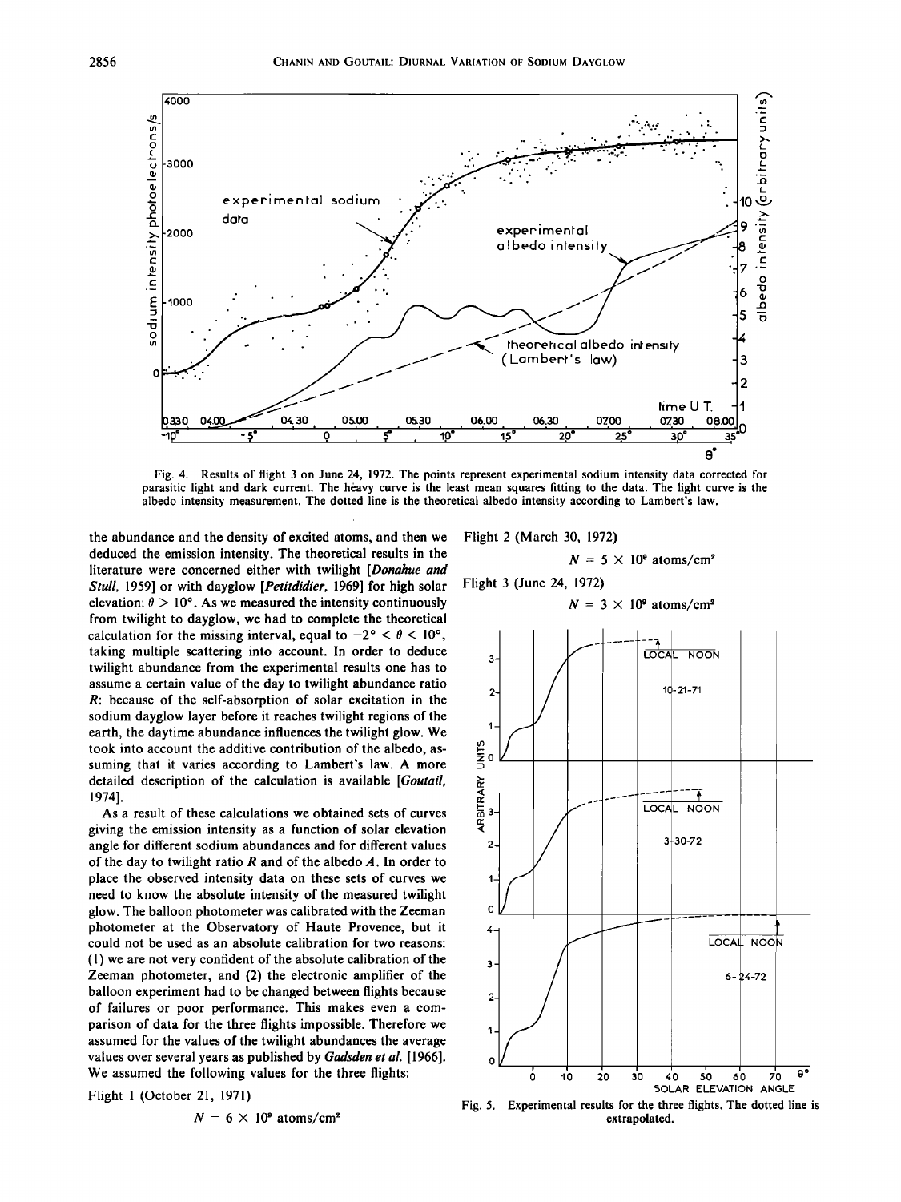Fig. 4. Results of flight 3 on June 24, 1972. The points represent experimental sodium intensity data corrected for parasitic light and dark current. The heavy curve is the least mean squares fitting to the data. The light curve is the albedo intensity measurement. The dotted line is the theoretical albedo intensity according to Lambert's law.

the abundance and the density of excited atoms, and then we deduced the emission intensity. The theoretical results in the literature were concerned either with twilight [*Donahue and Stull*, 1959] or with dayglow [*Petitdidier*, 1969] for high solar elevation: $\theta > 10°$. As we measured the intensity continuously from twilight to dayglow, we had to complete the theoretical calculation for the missing interval, equal to $-2° < \theta < 10°$, taking multiple scattering into account. In order to deduce twilight abundance from the experimental results one has to assume a certain value of the day to twilight abundance ratio $R$: because of the self-absorption of solar excitation in the sodium dayglow layer before it reaches twilight regions of the earth, the daytime abundance influences the twilight glow. We took into account the additive contribution of the albedo, assuming that it varies according to Lambert's law. A more detailed description of the calculation is available [*Goutail*, 1974].

As a result of these calculations we obtained sets of curves giving the emission intensity as a function of solar elevation angle for different sodium abundances and for different values of the day to twilight ratio $R$ and of the albedo $A$. In order to place the observed intensity data on these sets of curves we need to know the absolute intensity of the measured twilight glow. The balloon photometer was calibrated with the Zeeman photometer at the Observatory of Haute Provence, but it could not be used as an absolute calibration for two reasons: (1) we are not very confident of the absolute calibration of the Zeeman photometer, and (2) the electronic amplifier of the balloon experiment had to be changed between flights because of failures or poor performance. This makes even a comparison of data for the three flights impossible. Therefore we assumed for the values of the twilight abundances the average values over several years as published by *Gadsden et al.* [1966]. We assumed the following values for the three flights:

Flight 1 (October 21, 1971)

$$N = 6 \times 10^9 \text{ atoms/cm}^2$$

Flight 2 (March 30, 1972)

$$N = 5 \times 10^9 \text{ atoms/cm}^2$$

Flight 3 (June 24, 1972)

$$N = 3 \times 10^9 \text{ atoms/cm}^2$$

Fig. 5. Experimental results for the three flights. The dotted line is extrapolated.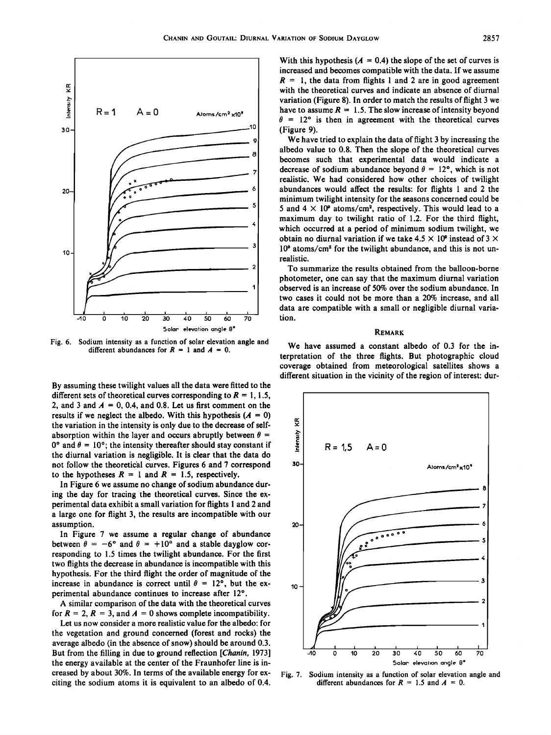Fig. 6. Sodium intensity as a function of solar elevation angle and different abundances for $R = 1$ and $A = 0$.

By assuming these twilight values all the data were fitted to the different sets of theoretical curves corresponding to $R = 1$, 1.5, 2, and 3 and $A = 0$, 0.4, and 0.8. Let us first comment on the results if we neglect the albedo. With this hypothesis ($A = 0$) the variation in the intensity is only due to the decrease of self-absorption within the layer and occurs abruptly between $\theta = 0°$ and $\theta = 10°$; the intensity thereafter should stay constant if the diurnal variation is negligible. It is clear that the data do not follow the theoretical curves. Figures 6 and 7 correspond to the hypotheses $R = 1$ and $R = 1.5$, respectively.

In Figure 6 we assume no change of sodium abundance during the day for tracing the theoretical curves. Since the experimental data exhibit a small variation for flights 1 and 2 and a large one for flight 3, the results are incompatible with our assumption.

In Figure 7 we assume a regular change of abundance between $\theta = -6°$ and $\theta = +10°$ and a stable dayglow corresponding to 1.5 times the twilight abundance. For the first two flights the decrease in abundance is incompatible with this hypothesis. For the third flight the order of magnitude of the increase in abundance is correct until $\theta = 12°$, but the experimental abundance continues to increase after 12°.

A similar comparison of the data with the theoretical curves for $R = 2$, $R = 3$, and $A = 0$ shows complete incompatibility.

Let us now consider a more realistic value for the albedo: for the vegetation and ground concerned (forest and rocks) the average albedo (in the absence of snow) should be around 0.3. But from the filling in due to ground reflection [*Chanin*, 1973] the energy available at the center of the Fraunhofer line is increased by about 30%. In terms of the available energy for exciting the sodium atoms it is equivalent to an albedo of 0.4. With this hypothesis ($A = 0.4$) the slope of the set of curves is increased and becomes compatible with the data. If we assume $R = 1$, the data from flights 1 and 2 are in good agreement with the theoretical curves and indicate an absence of diurnal variation (Figure 8). In order to match the results of flight 3 we have to assume $R = 1.5$. The slow increase of intensity beyond $\theta = 12°$ is then in agreement with the theoretical curves (Figure 9).

We have tried to explain the data of flight 3 by increasing the albedo value to 0.8. Then the slope of the theoretical curves becomes such that experimental data would indicate a decrease of sodium abundance beyond $\theta = 12°$, which is not realistic. We had considered how other choices of twilight abundances would affect the results: for flights 1 and 2 the minimum twilight intensity for the seasons concerned could be 5 and $4 \times 10^9$ atoms/cm$^2$, respectively. This would lead to a maximum day to twilight ratio of 1.2. For the third flight, which occurred at a period of minimum sodium twilight, we obtain no diurnal variation if we take $4.5 \times 10^9$ instead of $3 \times 10^9$ atoms/cm$^2$ for the twilight abundance, and this is not unrealistic.

To summarize the results obtained from the balloon-borne photometer, one can say that the maximum diurnal variation observed is an increase of 50% over the sodium abundance. In two cases it could not be more than a 20% increase, and all data are compatible with a small or negligible diurnal variation.

## Remark

We have assumed a constant albedo of 0.3 for the interpretation of the three flights. But photographic cloud coverage obtained from meteorological satellites shows a different situation in the vicinity of the region of interest: dur-

Fig. 7. Sodium intensity as a function of solar elevation angle and different abundances for $R = 1.5$ and $A = 0$.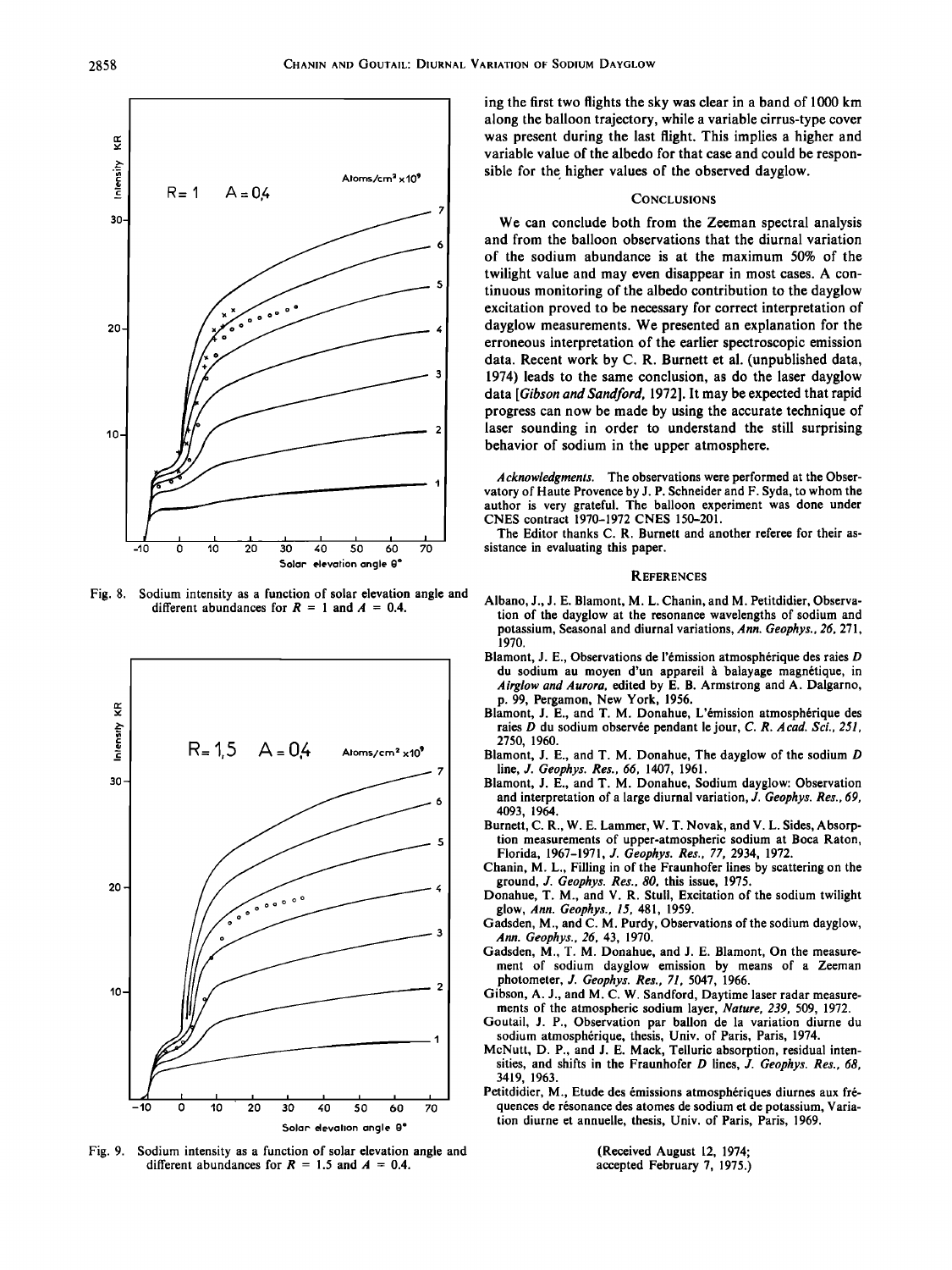Intensity KR

R= 1 A = 0,4

Atoms/cm² x10⁹

30

20

10

7

6

5

4

3

2

1

-10 0 10 20 30 40 50 60 70

Solar elevation angle θ°

Fig. 8. Sodium intensity as a function of solar elevation angle and different abundances for $R = 1$ and $A = 0.4$.

Intensity KR

R= 1,5 A= 0,4

Atoms/cm² x10⁹

30

20

10

7

6

5

4

3

2

1

-10 0 10 20 30 40 50 60 70

Solar elevation angle θ°

Fig. 9. Sodium intensity as a function of solar elevation angle and different abundances for $R = 1.5$ and $A = 0.4$.

ing the first two flights the sky was clear in a band of 1000 km along the balloon trajectory, while a variable cirrus-type cover was present during the last flight. This implies a higher and variable value of the albedo for that case and could be responsible for the higher values of the observed dayglow.

## Conclusions

We can conclude both from the Zeeman spectral analysis and from the balloon observations that the diurnal variation of the sodium abundance is at the maximum 50% of the twilight value and may even disappear in most cases. A continuous monitoring of the albedo contribution to the dayglow excitation proved to be necessary for correct interpretation of dayglow measurements. We presented an explanation for the erroneous interpretation of the earlier spectroscopic emission data. Recent work by C. R. Burnett et al. (unpublished data, 1974) leads to the same conclusion, as do the laser dayglow data [*Gibson and Sandford*, 1972]. It may be expected that rapid progress can now be made by using the accurate technique of laser sounding in order to understand the still surprising behavior of sodium in the upper atmosphere.

*Acknowledgments.* The observations were performed at the Observatory of Haute Provence by J. P. Schneider and F. Syda, to whom the author is very grateful. The balloon experiment was done under CNES contract 1970–1972 CNES 150-201.

The Editor thanks C. R. Burnett and another referee for their assistance in evaluating this paper.

## References

Albano, J., J. E. Blamont, M. L. Chanin, and M. Petitdidier, Observation of the dayglow at the resonance wavelengths of sodium and potassium, Seasonal and diurnal variations, *Ann. Geophys.*, *26*, 271, 1970.

Blamont, J. E., Observations de l'émission atmosphérique des raies *D* du sodium au moyen d'un appareil à balayage magnétique, in *Airglow and Aurora*, edited by E. B. Armstrong and A. Dalgarno, p. 99, Pergamon, New York, 1956.

Blamont, J. E., and T. M. Donahue, L'émission atmosphérique des raies *D* du sodium observée pendant le jour, *C. R. Acad. Sci.*, *251*, 2750, 1960.

Blamont, J. E., and T. M. Donahue, The dayglow of the sodium *D* line, *J. Geophys. Res.*, *66*, 1407, 1961.

Blamont, J. E., and T. M. Donahue, Sodium dayglow: Observation and interpretation of a large diurnal variation, *J. Geophys. Res.*, *69*, 4093, 1964.

Burnett, C. R., W. E. Lammer, W. T. Novak, and V. L. Sides, Absorption measurements of upper-atmospheric sodium at Boca Raton, Florida, 1967–1971, *J. Geophys. Res.*, *77*, 2934, 1972.

Chanin, M. L., Filling in of the Fraunhofer lines by scattering on the ground, *J. Geophys. Res.*, *80*, this issue, 1975.

Donahue, T. M., and V. R. Stull, Excitation of the sodium twilight glow, *Ann. Geophys.*, *15*, 481, 1959.

Gadsden, M., and C. M. Purdy, Observations of the sodium dayglow, *Ann. Geophys.*, *26*, 43, 1970.

Gadsden, M., T. M. Donahue, and J. E. Blamont, On the measurement of sodium dayglow emission by means of a Zeeman photometer, *J. Geophys. Res.*, *71*, 5047, 1966.

Gibson, A. J., and M. C. W. Sandford, Daytime laser radar measurements of the atmospheric sodium layer, *Nature*, *239*, 509, 1972.

Goutail, J. P., Observation par ballon de la variation diurne du sodium atmosphérique, thesis, Univ. of Paris, Paris, 1974.

McNutt, D. P., and J. E. Mack, Telluric absorption, residual intensities, and shifts in the Fraunhofer D lines, *J. Geophys. Res.*, *68*, 3419, 1963.

Petitdidier, M., Etude des émissions atmosphériques diurnes aux fréquences de résonance des atomes de sodium et de potassium, Variation diurne et annuelle, thesis, Univ. of Paris, Paris, 1969.

(Received August 12, 1974;
accepted February 7, 1975.)